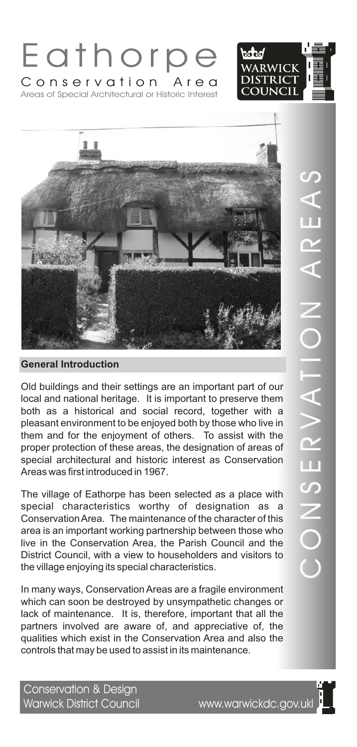# Eathorpe

## Conservation Area

Areas of Special Architectural or Historic Interest

WARWICK DISTRICT COUNCIL

CONSERVATION AREAS

### General Introduction

Old buildings and their settings are an important part of our local and national heritage. It is important to preserve them both as a historical and social record, together with a pleasant environment to be enjoyed both by those who live in them and for the enjoyment of others. To assist with the proper protection of these areas, the designation of areas of special architectural and historic interest as Conservation Areas was first introduced in 1967.

The village of Eathorpe has been selected as a place with special characteristics worthy of designation as a Conservation Area. The maintenance of the character of this area is an important working partnership between those who live in the Conservation Area, the Parish Council and the District Council, with a view to householders and visitors to the village enjoying its special characteristics.

In many ways, Conservation Areas are a fragile environment which can soon be destroyed by unsympathetic changes or lack of maintenance. It is, therefore, important that all the partners involved are aware of, and appreciative of, the qualities which exist in the Conservation Area and also the controls that may be used to assist in its maintenance.

Conservation & Design
Warwick District Council www.warwickdc.gov.uk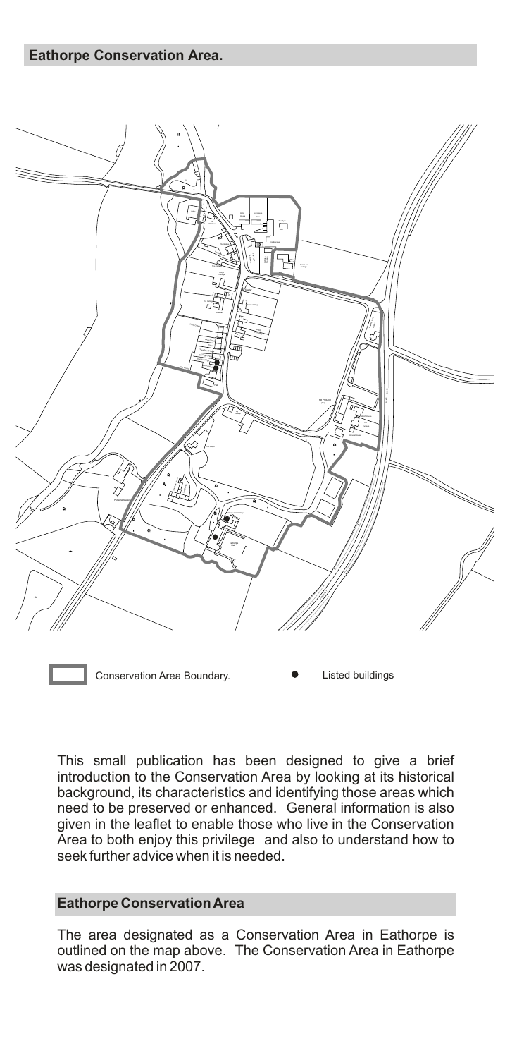## Eathorpe Conservation Area.

Conservation Area Boundary.

Listed buildings

This small publication has been designed to give a brief introduction to the Conservation Area by looking at its historical background, its characteristics and identifying those areas which need to be preserved or enhanced. General information is also given in the leaflet to enable those who live in the Conservation Area to both enjoy this privilege and also to understand how to seek further advice when it is needed.

## Eathorpe Conservation Area

The area designated as a Conservation Area in Eathorpe is outlined on the map above. The Conservation Area in Eathorpe was designated in 2007.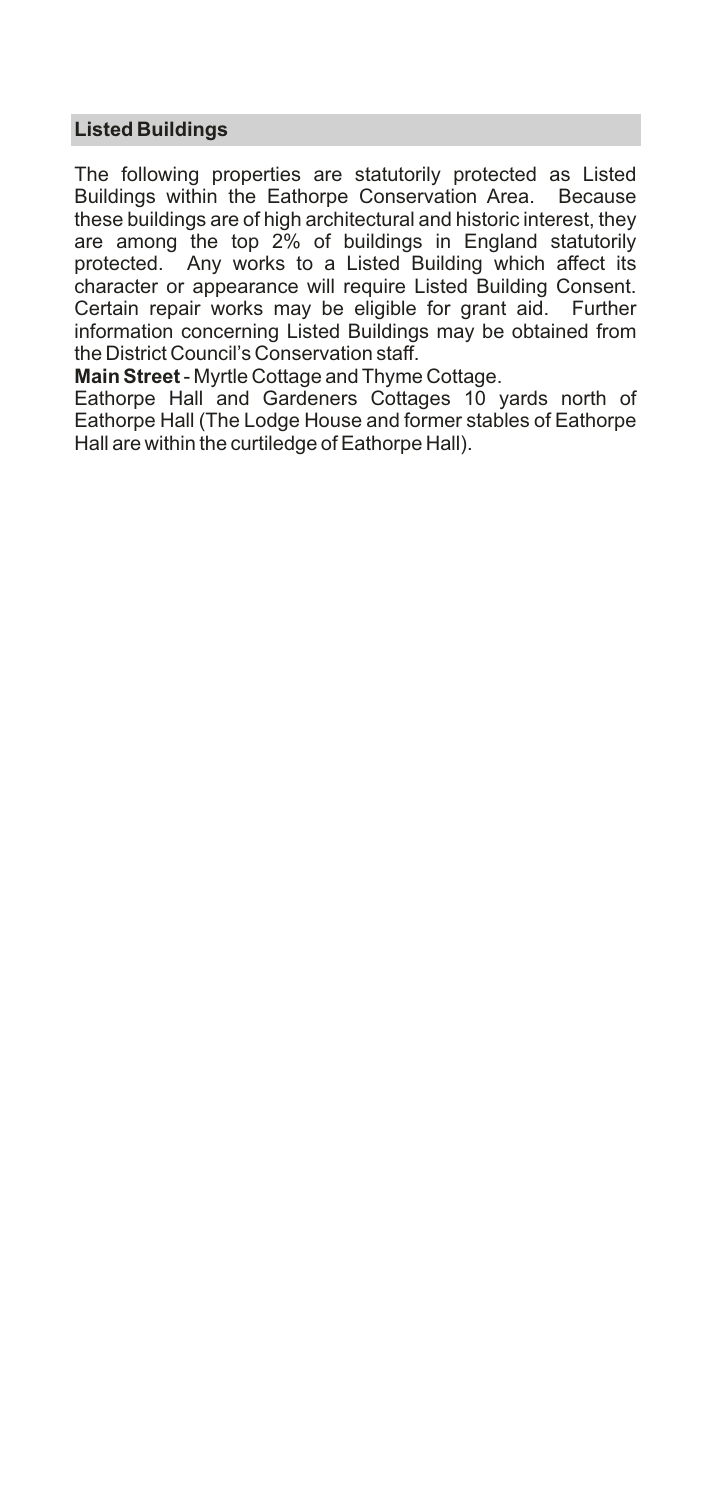## Listed Buildings

The following properties are statutorily protected as Listed Buildings within the Eathorpe Conservation Area. Because these buildings are of high architectural and historic interest, they are among the top 2% of buildings in England statutorily protected. Any works to a Listed Building which affect its character or appearance will require Listed Building Consent. Certain repair works may be eligible for grant aid. Further information concerning Listed Buildings may be obtained from the District Council's Conservation staff.

**Main Street** - Myrtle Cottage and Thyme Cottage.

Eathorpe Hall and Gardeners Cottages 10 yards north of Eathorpe Hall (The Lodge House and former stables of Eathorpe Hall are within the curtiledge of Eathorpe Hall).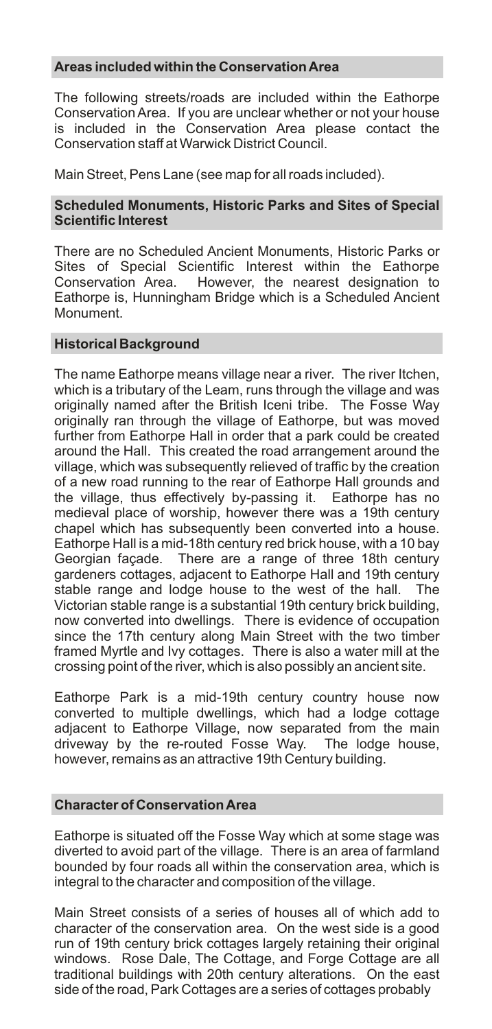## Areas included within the Conservation Area

The following streets/roads are included within the Eathorpe Conservation Area. If you are unclear whether or not your house is included in the Conservation Area please contact the Conservation staff at Warwick District Council.

Main Street, Pens Lane (see map for all roads included).

## Scheduled Monuments, Historic Parks and Sites of Special Scientific Interest

There are no Scheduled Ancient Monuments, Historic Parks or Sites of Special Scientific Interest within the Eathorpe Conservation Area. However, the nearest designation to Eathorpe is, Hunningham Bridge which is a Scheduled Ancient Monument.

## Historical Background

The name Eathorpe means village near a river. The river Itchen, which is a tributary of the Leam, runs through the village and was originally named after the British Iceni tribe. The Fosse Way originally ran through the village of Eathorpe, but was moved further from Eathorpe Hall in order that a park could be created around the Hall. This created the road arrangement around the village, which was subsequently relieved of traffic by the creation of a new road running to the rear of Eathorpe Hall grounds and the village, thus effectively by-passing it. Eathorpe has no medieval place of worship, however there was a 19th century chapel which has subsequently been converted into a house. Eathorpe Hall is a mid-18th century red brick house, with a 10 bay Georgian façade. There are a range of three 18th century gardeners cottages, adjacent to Eathorpe Hall and 19th century stable range and lodge house to the west of the hall. The Victorian stable range is a substantial 19th century brick building, now converted into dwellings. There is evidence of occupation since the 17th century along Main Street with the two timber framed Myrtle and Ivy cottages. There is also a water mill at the crossing point of the river, which is also possibly an ancient site.

Eathorpe Park is a mid-19th century country house now converted to multiple dwellings, which had a lodge cottage adjacent to Eathorpe Village, now separated from the main driveway by the re-routed Fosse Way. The lodge house, however, remains as an attractive 19th Century building.

## Character of Conservation Area

Eathorpe is situated off the Fosse Way which at some stage was diverted to avoid part of the village. There is an area of farmland bounded by four roads all within the conservation area, which is integral to the character and composition of the village.

Main Street consists of a series of houses all of which add to character of the conservation area. On the west side is a good run of 19th century brick cottages largely retaining their original windows. Rose Dale, The Cottage, and Forge Cottage are all traditional buildings with 20th century alterations. On the east side of the road, Park Cottages are a series of cottages probably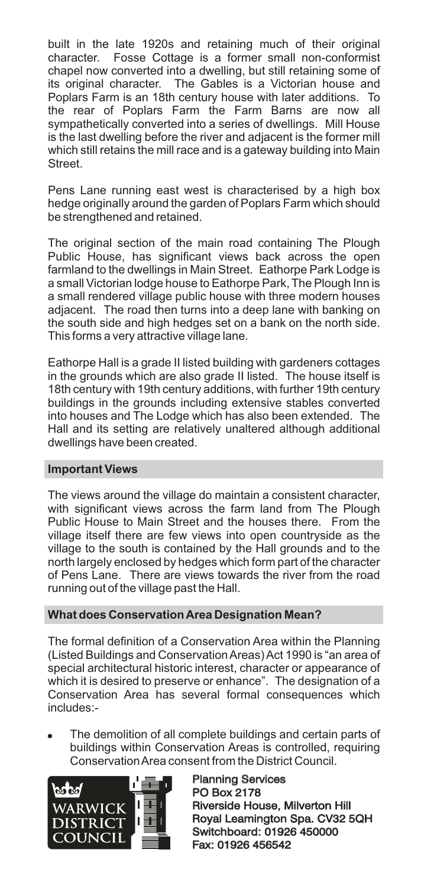built in the late 1920s and retaining much of their original character. Fosse Cottage is a former small non-conformist chapel now converted into a dwelling, but still retaining some of its original character. The Gables is a Victorian house and Poplars Farm is an 18th century house with later additions. To the rear of Poplars Farm the Farm Barns are now all sympathetically converted into a series of dwellings. Mill House is the last dwelling before the river and adjacent is the former mill which still retains the mill race and is a gateway building into Main Street.

Pens Lane running east west is characterised by a high box hedge originally around the garden of Poplars Farm which should be strengthened and retained.

The original section of the main road containing The Plough Public House, has significant views back across the open farmland to the dwellings in Main Street. Eathorpe Park Lodge is a small Victorian lodge house to Eathorpe Park, The Plough Inn is a small rendered village public house with three modern houses adjacent. The road then turns into a deep lane with banking on the south side and high hedges set on a bank on the north side. This forms a very attractive village lane.

Eathorpe Hall is a grade II listed building with gardeners cottages in the grounds which are also grade II listed. The house itself is 18th century with 19th century additions, with further 19th century buildings in the grounds including extensive stables converted into houses and The Lodge which has also been extended. The Hall and its setting are relatively unaltered although additional dwellings have been created.

## Important Views

The views around the village do maintain a consistent character, with significant views across the farm land from The Plough Public House to Main Street and the houses there. From the village itself there are few views into open countryside as the village to the south is contained by the Hall grounds and to the north largely enclosed by hedges which form part of the character of Pens Lane. There are views towards the river from the road running out of the village past the Hall.

## What does Conservation Area Designation Mean?

The formal definition of a Conservation Area within the Planning (Listed Buildings and Conservation Areas) Act 1990 is "an area of special architectural historic interest, character or appearance of which it is desired to preserve or enhance". The designation of a Conservation Area has several formal consequences which includes:-

- The demolition of all complete buildings and certain parts of buildings within Conservation Areas is controlled, requiring Conservation Area consent from the District Council.

WARWICK DISTRICT COUNCIL

**Planning Services**
**PO Box 2178**
**Riverside House, Milverton Hill**
**Royal Leamington Spa. CV32 5QH**
**Switchboard: 01926 450000**
**Fax: 01926 456542**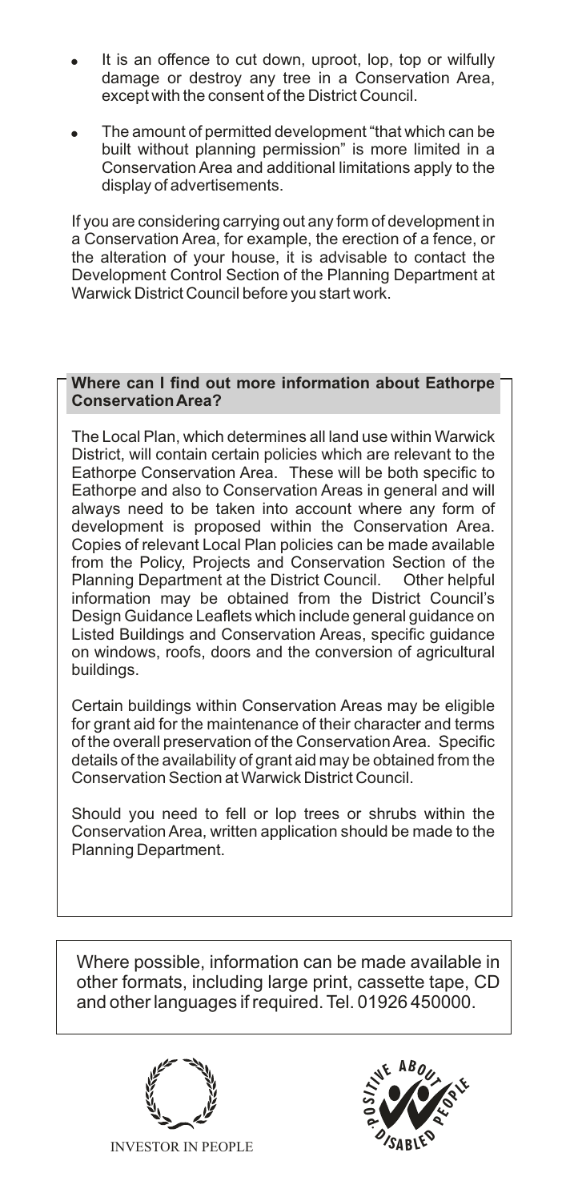- It is an offence to cut down, uproot, lop, top or wilfully damage or destroy any tree in a Conservation Area, except with the consent of the District Council.
- The amount of permitted development "that which can be built without planning permission" is more limited in a Conservation Area and additional limitations apply to the display of advertisements.

If you are considering carrying out any form of development in a Conservation Area, for example, the erection of a fence, or the alteration of your house, it is advisable to contact the Development Control Section of the Planning Department at Warwick District Council before you start work.

**Where can I find out more information about Eathorpe Conservation Area?**

The Local Plan, which determines all land use within Warwick District, will contain certain policies which are relevant to the Eathorpe Conservation Area. These will be both specific to Eathorpe and also to Conservation Areas in general and will always need to be taken into account where any form of development is proposed within the Conservation Area. Copies of relevant Local Plan policies can be made available from the Policy, Projects and Conservation Section of the Planning Department at the District Council. Other helpful information may be obtained from the District Council's Design Guidance Leaflets which include general guidance on Listed Buildings and Conservation Areas, specific guidance on windows, roofs, doors and the conversion of agricultural buildings.

Certain buildings within Conservation Areas may be eligible for grant aid for the maintenance of their character and terms of the overall preservation of the Conservation Area. Specific details of the availability of grant aid may be obtained from the Conservation Section at Warwick District Council.

Should you need to fell or lop trees or shrubs within the Conservation Area, written application should be made to the Planning Department.

Where possible, information can be made available in other formats, including large print, cassette tape, CD and other languages if required. Tel. 01926 450000.

INVESTOR IN PEOPLE

POSITIVE ABOUT DISABLED PEOPLE